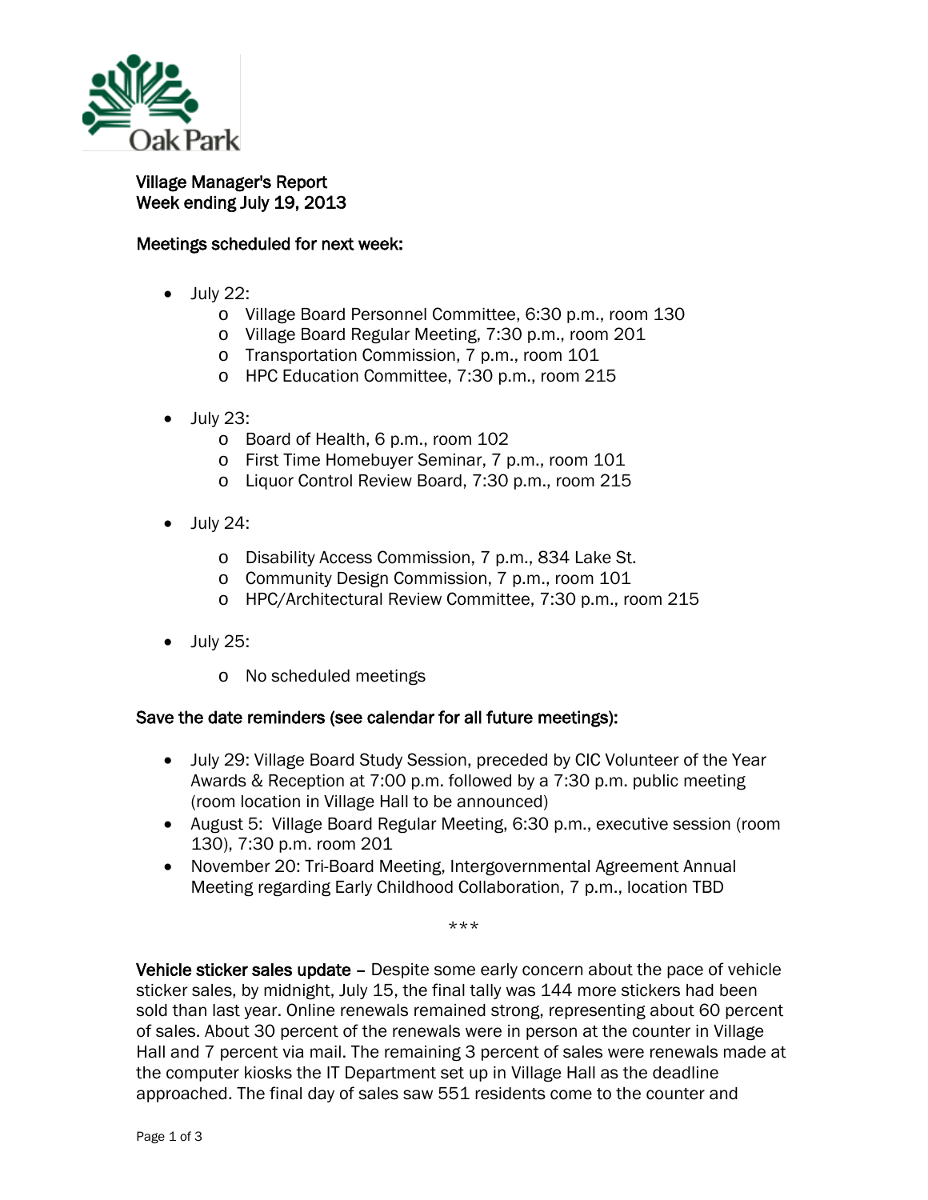Oak Park

**Village Manager's Report**
**Week ending July 19, 2013**

**Meetings scheduled for next week:**

- July 22:
  - Village Board Personnel Committee, 6:30 p.m., room 130
  - Village Board Regular Meeting, 7:30 p.m., room 201
  - Transportation Commission, 7 p.m., room 101
  - HPC Education Committee, 7:30 p.m., room 215
- July 23:
  - Board of Health, 6 p.m., room 102
  - First Time Homebuyer Seminar, 7 p.m., room 101
  - Liquor Control Review Board, 7:30 p.m., room 215
- July 24:
  - Disability Access Commission, 7 p.m., 834 Lake St.
  - Community Design Commission, 7 p.m., room 101
  - HPC/Architectural Review Committee, 7:30 p.m., room 215
- July 25:
  - No scheduled meetings

**Save the date reminders (see calendar for all future meetings):**

- July 29: Village Board Study Session, preceded by CIC Volunteer of the Year Awards & Reception at 7:00 p.m. followed by a 7:30 p.m. public meeting (room location in Village Hall to be announced)
- August 5: Village Board Regular Meeting, 6:30 p.m., executive session (room 130), 7:30 p.m. room 201
- November 20: Tri-Board Meeting, Intergovernmental Agreement Annual Meeting regarding Early Childhood Collaboration, 7 p.m., location TBD

***

**Vehicle sticker sales update** – Despite some early concern about the pace of vehicle sticker sales, by midnight, July 15, the final tally was 144 more stickers had been sold than last year. Online renewals remained strong, representing about 60 percent of sales. About 30 percent of the renewals were in person at the counter in Village Hall and 7 percent via mail. The remaining 3 percent of sales were renewals made at the computer kiosks the IT Department set up in Village Hall as the deadline approached. The final day of sales saw 551 residents come to the counter and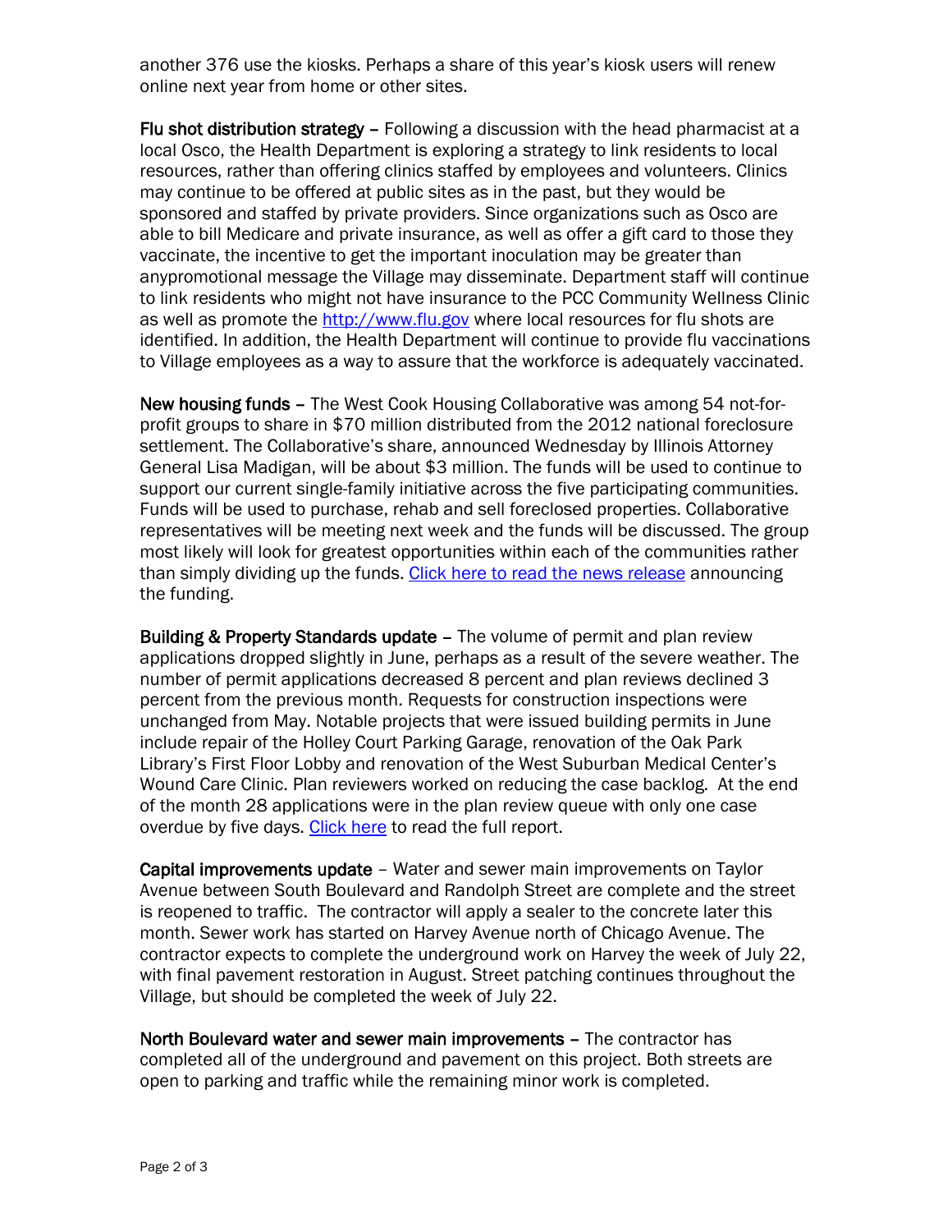another 376 use the kiosks. Perhaps a share of this year's kiosk users will renew online next year from home or other sites.

**Flu shot distribution strategy** – Following a discussion with the head pharmacist at a local Osco, the Health Department is exploring a strategy to link residents to local resources, rather than offering clinics staffed by employees and volunteers. Clinics may continue to be offered at public sites as in the past, but they would be sponsored and staffed by private providers. Since organizations such as Osco are able to bill Medicare and private insurance, as well as offer a gift card to those they vaccinate, the incentive to get the important inoculation may be greater than anypromotional message the Village may disseminate. Department staff will continue to link residents who might not have insurance to the PCC Community Wellness Clinic as well as promote the [http://www.flu.gov](http://www.flu.gov) where local resources for flu shots are identified. In addition, the Health Department will continue to provide flu vaccinations to Village employees as a way to assure that the workforce is adequately vaccinated.

**New housing funds** – The West Cook Housing Collaborative was among 54 not-for-profit groups to share in $70 million distributed from the 2012 national foreclosure settlement. The Collaborative's share, announced Wednesday by Illinois Attorney General Lisa Madigan, will be about $3 million. The funds will be used to continue to support our current single-family initiative across the five participating communities. Funds will be used to purchase, rehab and sell foreclosed properties. Collaborative representatives will be meeting next week and the funds will be discussed. The group most likely will look for greatest opportunities within each of the communities rather than simply dividing up the funds. Click here to read the news release announcing the funding.

**Building & Property Standards update** – The volume of permit and plan review applications dropped slightly in June, perhaps as a result of the severe weather. The number of permit applications decreased 8 percent and plan reviews declined 3 percent from the previous month. Requests for construction inspections were unchanged from May. Notable projects that were issued building permits in June include repair of the Holley Court Parking Garage, renovation of the Oak Park Library's First Floor Lobby and renovation of the West Suburban Medical Center's Wound Care Clinic. Plan reviewers worked on reducing the case backlog. At the end of the month 28 applications were in the plan review queue with only one case overdue by five days. Click here to read the full report.

**Capital improvements update** – Water and sewer main improvements on Taylor Avenue between South Boulevard and Randolph Street are complete and the street is reopened to traffic. The contractor will apply a sealer to the concrete later this month. Sewer work has started on Harvey Avenue north of Chicago Avenue. The contractor expects to complete the underground work on Harvey the week of July 22, with final pavement restoration in August. Street patching continues throughout the Village, but should be completed the week of July 22.

**North Boulevard water and sewer main improvements** – The contractor has completed all of the underground and pavement on this project. Both streets are open to parking and traffic while the remaining minor work is completed.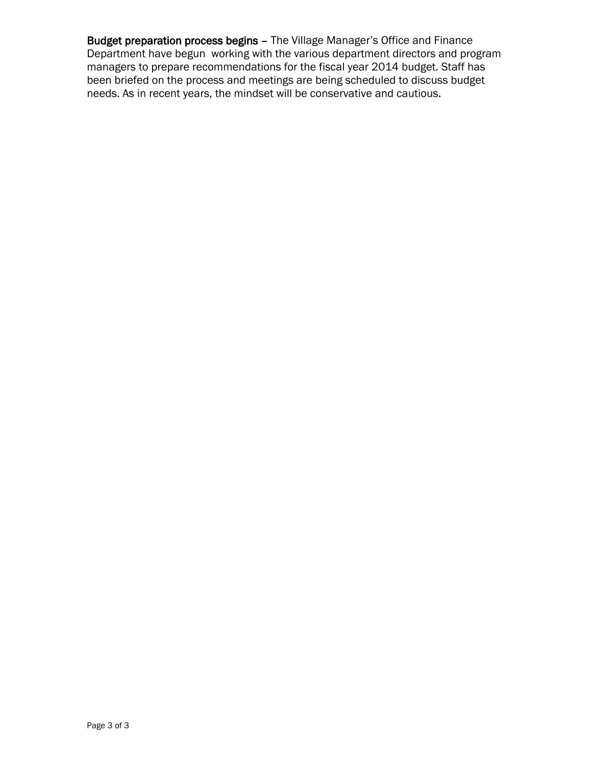**Budget preparation process begins** – The Village Manager's Office and Finance Department have begun working with the various department directors and program managers to prepare recommendations for the fiscal year 2014 budget. Staff has been briefed on the process and meetings are being scheduled to discuss budget needs. As in recent years, the mindset will be conservative and cautious.